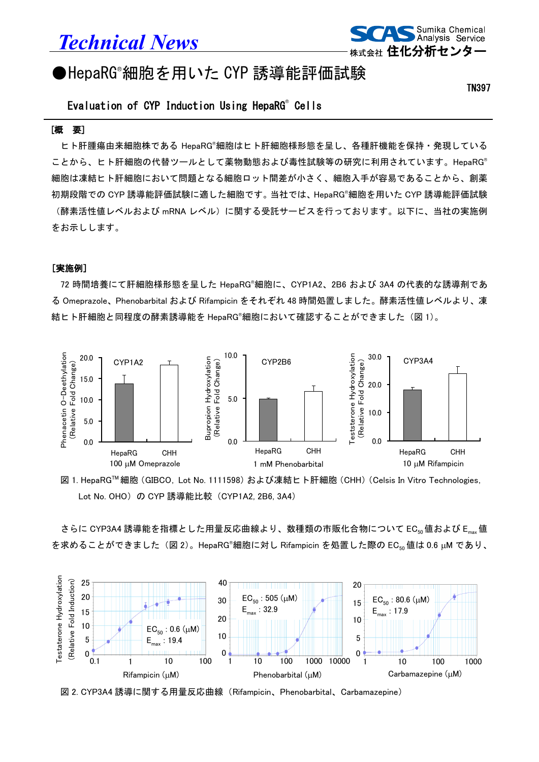# Technical News

## ●HepaRG®細胞を用いた CYP 誘導能評価試験

TN397

### Evaluation of CYP Induction Using HepaRG® Cells

**［概　要］**

ヒト肝腫瘍由来細胞株である HepaRG®細胞はヒト肝細胞様形態を呈し、各種肝機能を保持・発現していることから、ヒト肝細胞の代替ツールとして薬物動態および毒性試験等の研究に利用されています。HepaRG®細胞は凍結ヒト肝細胞において問題となる細胞ロット間差が小さく、細胞入手が容易であることから、創薬初期段階での CYP 誘導能評価試験に適した細胞です。当社では、HepaRG®細胞を用いた CYP 誘導能評価試験（酵素活性値レベルおよび mRNA レベル）に関する受託サービスを行っております。以下に、当社の実施例をお示しします。

**［実施例］**

72 時間培養にて肝細胞様形態を呈した HepaRG®細胞に、CYP1A2、2B6 および 3A4 の代表的な誘導剤である Omeprazole、Phenobarbital および Rifampicin をそれぞれ 48 時間処置しました。酵素活性値レベルより、凍結ヒト肝細胞と同程度の酵素誘導能を HepaRG®細胞において確認することができました（図 1）。

図 1. HepaRG™ 細胞（GIBCO, Lot No. 1111598）および凍結ヒト肝細胞（CHH）（Celsis In Vitro Technologies, Lot No. OHO）の CYP 誘導能比較（CYP1A2, 2B6, 3A4）

さらに CYP3A4 誘導能を指標とした用量反応曲線より、数種類の市販化合物について $EC_{50}$ 値および $E_{max}$ 値を求めることができました（図 2）。HepaRG®細胞に対し Rifampicin を処置した際の $EC_{50}$ 値は 0.6 μM であり、

図 2. CYP3A4 誘導に関する用量反応曲線（Rifampicin、Phenobarbital、Carbamazepine）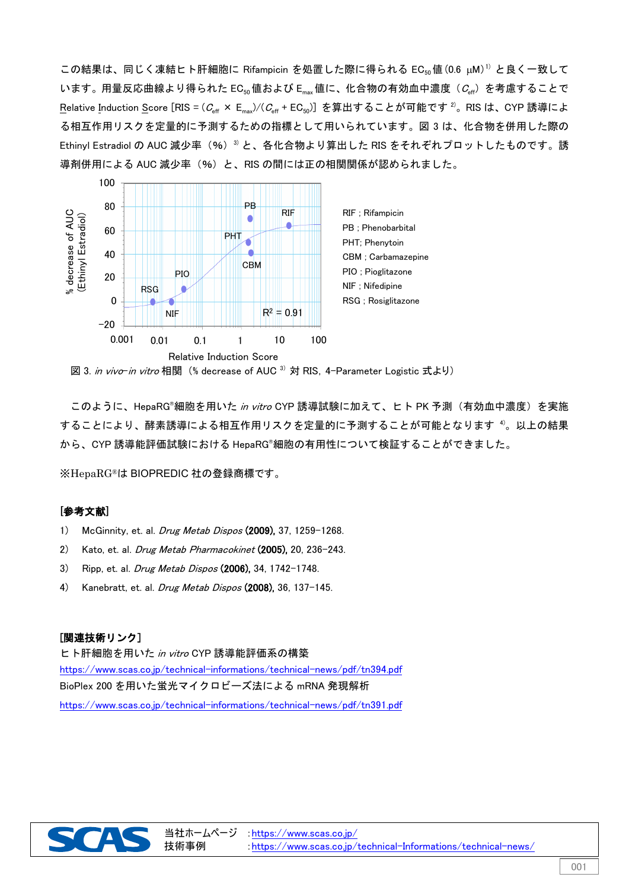この結果は、同じく凍結ヒト肝細胞に Rifampicin を処置した際に得られる $EC_{50}$ 値(0.6 μM)[1] と良く一致しています。用量反応曲線より得られた $EC_{50}$ 値および $E_{max}$ 値に、化合物の有効血中濃度（$C_{eff}$）を考慮することで Relative Induction Score [RIS = ($C_{eff}$ × $E_{max}$)/($C_{eff}$ + $EC_{50}$)] を算出することが可能です [2]。RIS は、CYP 誘導による相互作用リスクを定量的に予測するための指標として用いられています。図 3 は、化合物を併用した際の Ethinyl Estradiol の AUC 減少率（%）[3] と、各化合物より算出した RIS をそれぞれプロットしたものです。誘導剤併用による AUC 減少率（%）と、RIS の間には正の相関関係が認められました。

% decrease of AUC
(Ethinyl Estradiol)

100
80
60
40
20
0
-20

0.001
0.01
0.1
1
10
100

Relative Induction Score

PB
RIF
PHT
CBM
PIO
RSG
NIF
$R^2$ = 0.91

RIF ; Rifampicin
PB ; Phenobarbital
PHT; Phenytoin
CBM ; Carbamazepine
PIO ; Pioglitazone
NIF ; Nifedipine
RSG ; Rosiglitazone

図 3. *in vivo*–*in vitro* 相関（% decrease of AUC [3] 対 RIS, 4-Parameter Logistic 式より）

このように、HepaRG®細胞を用いた *in vitro* CYP 誘導試験に加えて、ヒト PK 予測（有効血中濃度）を実施することにより、酵素誘導による相互作用リスクを定量的に予測することが可能となります [4]。以上の結果から、CYP 誘導能評価試験における HepaRG®細胞の有用性について検証することができました。

※HepaRG®は BIOPREDIC 社の登録商標です。

## [参考文献]

1) McGinnity, et. al. *Drug Metab Dispos* **(2009)**, 37, 1259-1268.
2) Kato, et. al. *Drug Metab Pharmacokinet* **(2005)**, 20, 236-243.
3) Ripp, et. al. *Drug Metab Dispos* **(2006)**, 34, 1742-1748.
4) Kanebratt, et. al. *Drug Metab Dispos* **(2008)**, 36, 137-145.

## [関連技術リンク]

ヒト肝細胞を用いた *in vitro* CYP 誘導能評価系の構築
https://www.scas.co.jp/technical-informations/technical-news/pdf/tn394.pdf
BioPlex 200 を用いた蛍光マイクロビーズ法による mRNA 発現解析
https://www.scas.co.jp/technical-informations/technical-news/pdf/tn391.pdf

SCAS
当社ホームページ　:https://www.scas.co.jp/
技術事例　:https://www.scas.co.jp/technical-Informations/technical-news/